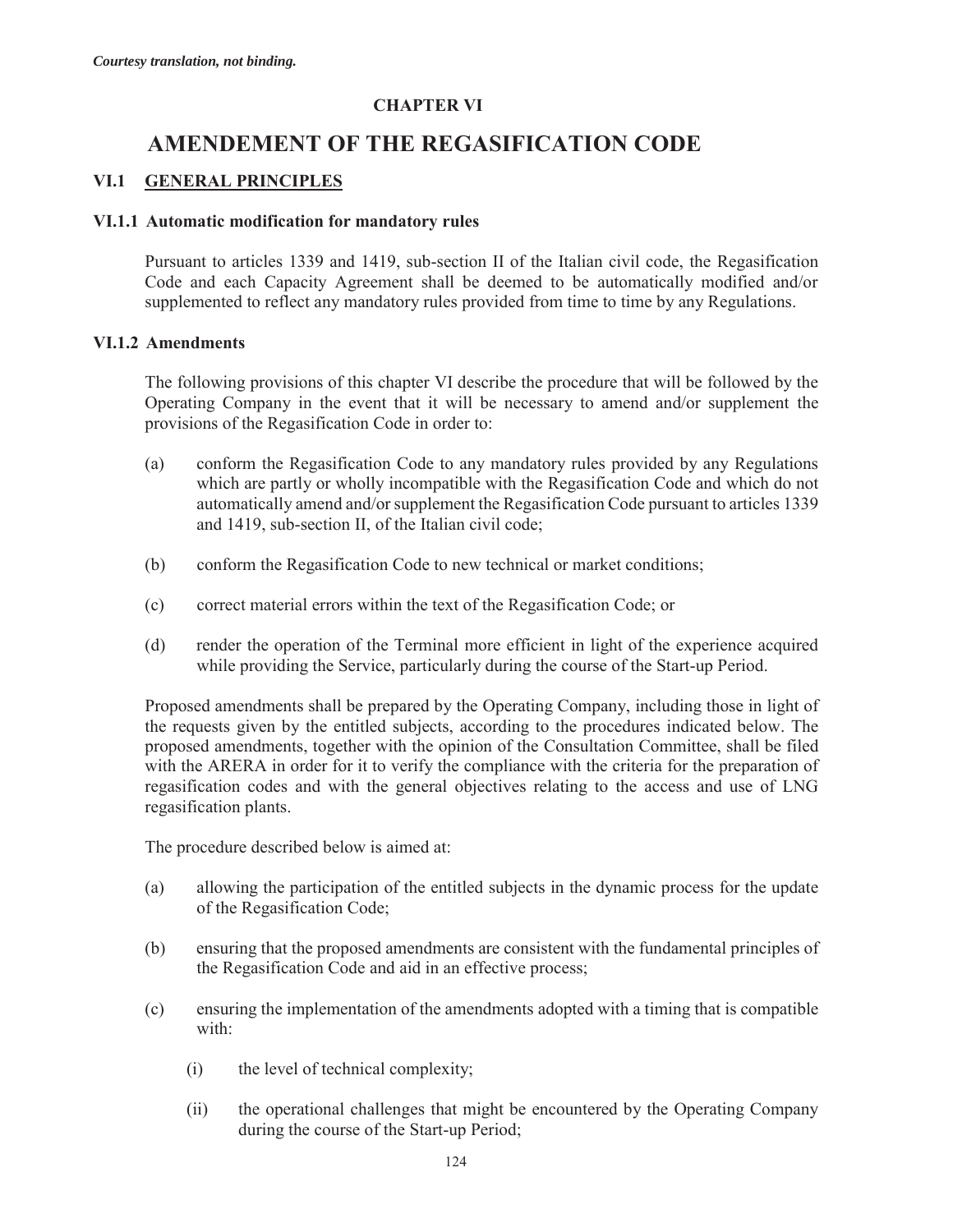*Courtesy translation, not binding.*

# CHAPTER VI

# AMENDEMENT OF THE REGASIFICATION CODE

## VI.1 GENERAL PRINCIPLES

### VI.1.1 Automatic modification for mandatory rules

Pursuant to articles 1339 and 1419, sub-section II of the Italian civil code, the Regasification Code and each Capacity Agreement shall be deemed to be automatically modified and/or supplemented to reflect any mandatory rules provided from time to time by any Regulations.

### VI.1.2 Amendments

The following provisions of this chapter VI describe the procedure that will be followed by the Operating Company in the event that it will be necessary to amend and/or supplement the provisions of the Regasification Code in order to:

(a) conform the Regasification Code to any mandatory rules provided by any Regulations which are partly or wholly incompatible with the Regasification Code and which do not automatically amend and/or supplement the Regasification Code pursuant to articles 1339 and 1419, sub-section II, of the Italian civil code;

(b) conform the Regasification Code to new technical or market conditions;

(c) correct material errors within the text of the Regasification Code; or

(d) render the operation of the Terminal more efficient in light of the experience acquired while providing the Service, particularly during the course of the Start-up Period.

Proposed amendments shall be prepared by the Operating Company, including those in light of the requests given by the entitled subjects, according to the procedures indicated below. The proposed amendments, together with the opinion of the Consultation Committee, shall be filed with the ARERA in order for it to verify the compliance with the criteria for the preparation of regasification codes and with the general objectives relating to the access and use of LNG regasification plants.

The procedure described below is aimed at:

(a) allowing the participation of the entitled subjects in the dynamic process for the update of the Regasification Code;

(b) ensuring that the proposed amendments are consistent with the fundamental principles of the Regasification Code and aid in an effective process;

(c) ensuring the implementation of the amendments adopted with a timing that is compatible with:

  (i) the level of technical complexity;

  (ii) the operational challenges that might be encountered by the Operating Company during the course of the Start-up Period;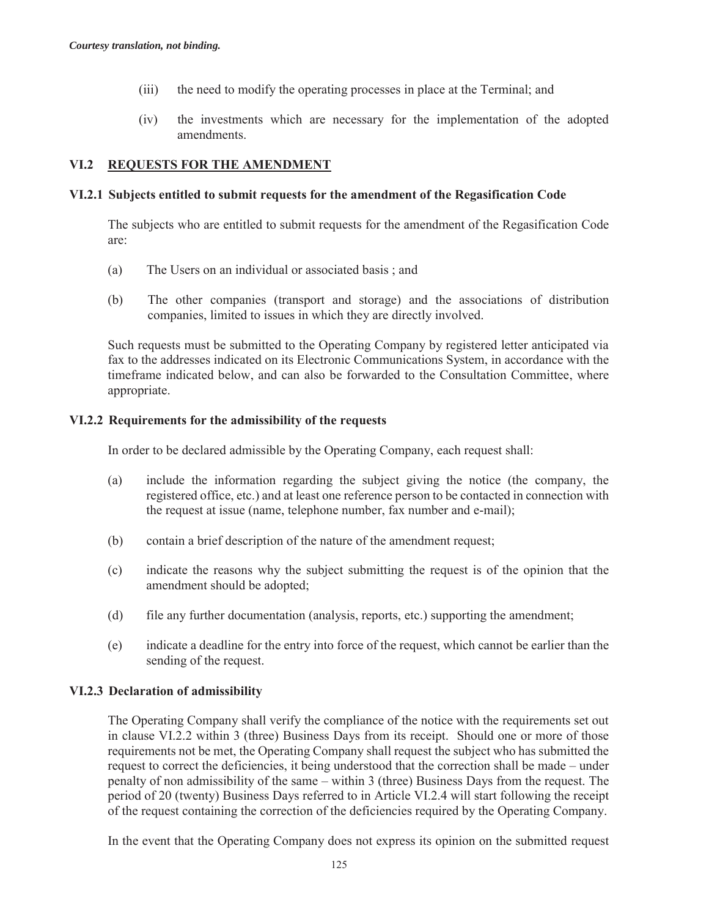*Courtesy translation, not binding.*

(iii) the need to modify the operating processes in place at the Terminal; and

(iv) the investments which are necessary for the implementation of the adopted amendments.

## VI.2 REQUESTS FOR THE AMENDMENT

### VI.2.1 Subjects entitled to submit requests for the amendment of the Regasification Code

The subjects who are entitled to submit requests for the amendment of the Regasification Code are:

(a) The Users on an individual or associated basis ; and

(b) The other companies (transport and storage) and the associations of distribution companies, limited to issues in which they are directly involved.

Such requests must be submitted to the Operating Company by registered letter anticipated via fax to the addresses indicated on its Electronic Communications System, in accordance with the timeframe indicated below, and can also be forwarded to the Consultation Committee, where appropriate.

### VI.2.2 Requirements for the admissibility of the requests

In order to be declared admissible by the Operating Company, each request shall:

(a) include the information regarding the subject giving the notice (the company, the registered office, etc.) and at least one reference person to be contacted in connection with the request at issue (name, telephone number, fax number and e-mail);

(b) contain a brief description of the nature of the amendment request;

(c) indicate the reasons why the subject submitting the request is of the opinion that the amendment should be adopted;

(d) file any further documentation (analysis, reports, etc.) supporting the amendment;

(e) indicate a deadline for the entry into force of the request, which cannot be earlier than the sending of the request.

### VI.2.3 Declaration of admissibility

The Operating Company shall verify the compliance of the notice with the requirements set out in clause VI.2.2 within 3 (three) Business Days from its receipt. Should one or more of those requirements not be met, the Operating Company shall request the subject who has submitted the request to correct the deficiencies, it being understood that the correction shall be made – under penalty of non admissibility of the same – within 3 (three) Business Days from the request. The period of 20 (twenty) Business Days referred to in Article VI.2.4 will start following the receipt of the request containing the correction of the deficiencies required by the Operating Company.

In the event that the Operating Company does not express its opinion on the submitted request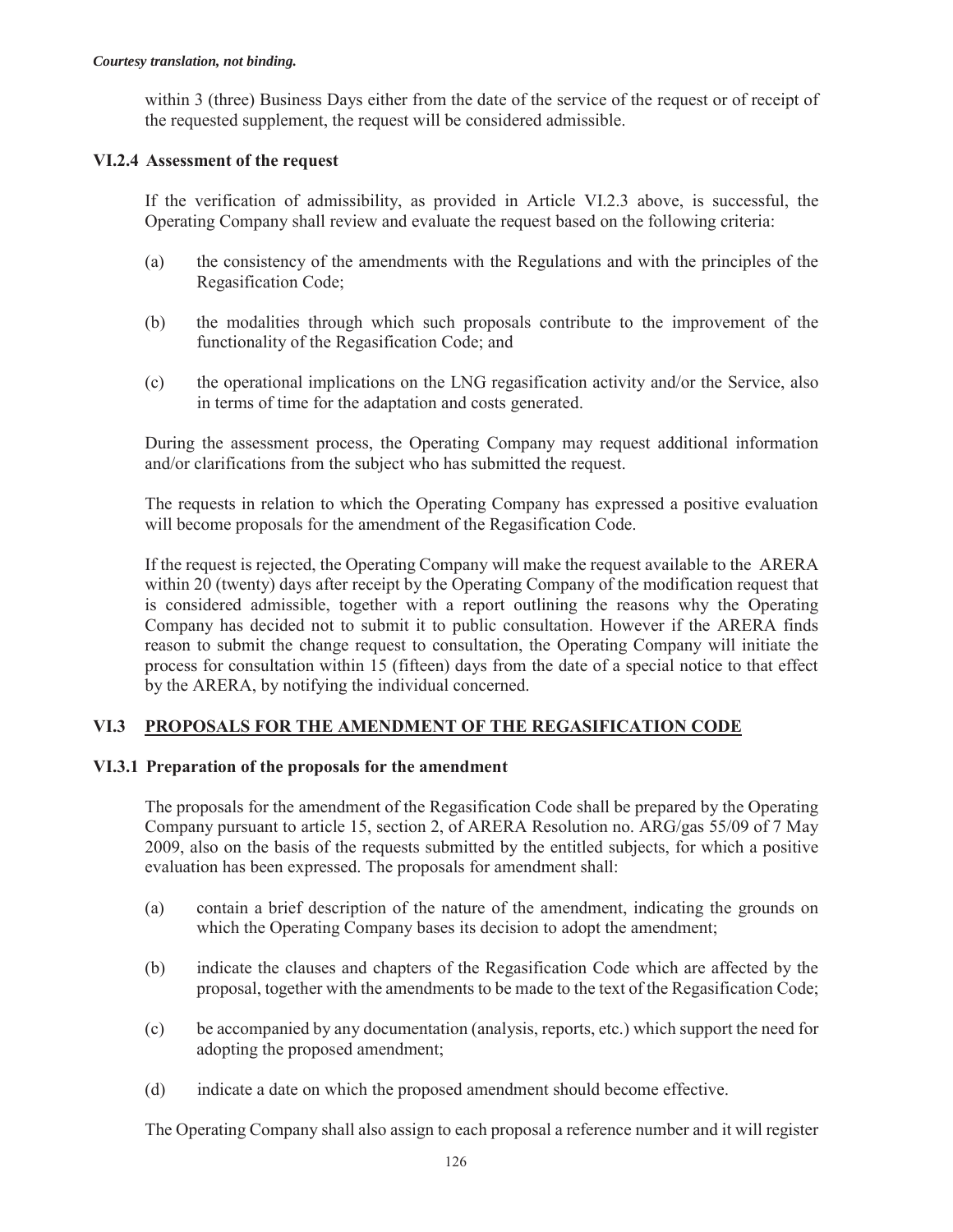within 3 (three) Business Days either from the date of the service of the request or of receipt of the requested supplement, the request will be considered admissible.

### VI.2.4 Assessment of the request

If the verification of admissibility, as provided in Article VI.2.3 above, is successful, the Operating Company shall review and evaluate the request based on the following criteria:

(a) the consistency of the amendments with the Regulations and with the principles of the Regasification Code;

(b) the modalities through which such proposals contribute to the improvement of the functionality of the Regasification Code; and

(c) the operational implications on the LNG regasification activity and/or the Service, also in terms of time for the adaptation and costs generated.

During the assessment process, the Operating Company may request additional information and/or clarifications from the subject who has submitted the request.

The requests in relation to which the Operating Company has expressed a positive evaluation will become proposals for the amendment of the Regasification Code.

If the request is rejected, the Operating Company will make the request available to the ARERA within 20 (twenty) days after receipt by the Operating Company of the modification request that is considered admissible, together with a report outlining the reasons why the Operating Company has decided not to submit it to public consultation. However if the ARERA finds reason to submit the change request to consultation, the Operating Company will initiate the process for consultation within 15 (fifteen) days from the date of a special notice to that effect by the ARERA, by notifying the individual concerned.

## VI.3 PROPOSALS FOR THE AMENDMENT OF THE REGASIFICATION CODE

### VI.3.1 Preparation of the proposals for the amendment

The proposals for the amendment of the Regasification Code shall be prepared by the Operating Company pursuant to article 15, section 2, of ARERA Resolution no. ARG/gas 55/09 of 7 May 2009, also on the basis of the requests submitted by the entitled subjects, for which a positive evaluation has been expressed. The proposals for amendment shall:

(a) contain a brief description of the nature of the amendment, indicating the grounds on which the Operating Company bases its decision to adopt the amendment;

(b) indicate the clauses and chapters of the Regasification Code which are affected by the proposal, together with the amendments to be made to the text of the Regasification Code;

(c) be accompanied by any documentation (analysis, reports, etc.) which support the need for adopting the proposed amendment;

(d) indicate a date on which the proposed amendment should become effective.

The Operating Company shall also assign to each proposal a reference number and it will register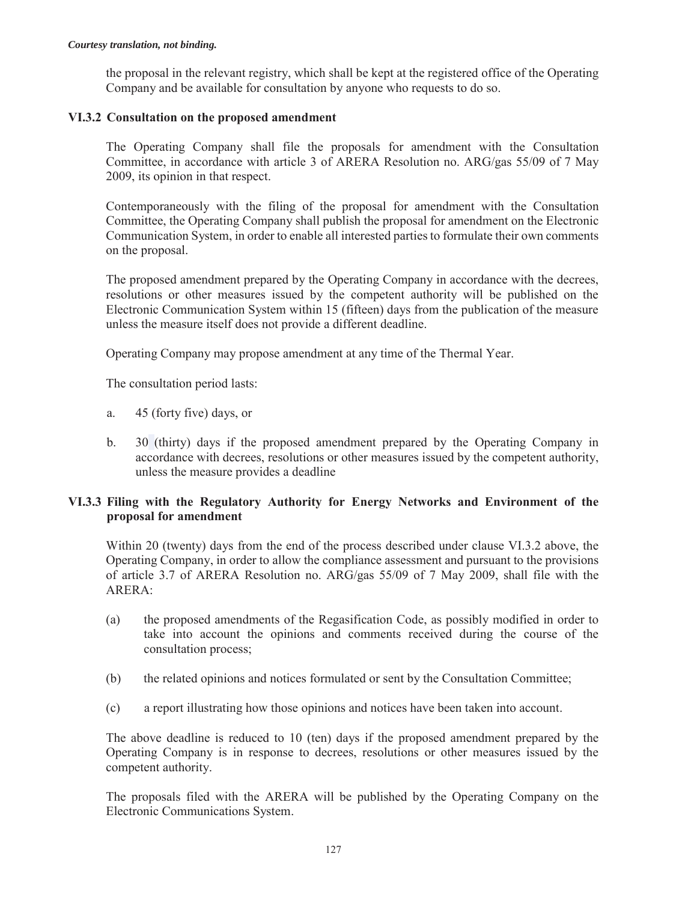*Courtesy translation, not binding.*

the proposal in the relevant registry, which shall be kept at the registered office of the Operating Company and be available for consultation by anyone who requests to do so.

### VI.3.2 Consultation on the proposed amendment

The Operating Company shall file the proposals for amendment with the Consultation Committee, in accordance with article 3 of ARERA Resolution no. ARG/gas 55/09 of 7 May 2009, its opinion in that respect.

Contemporaneously with the filing of the proposal for amendment with the Consultation Committee, the Operating Company shall publish the proposal for amendment on the Electronic Communication System, in order to enable all interested parties to formulate their own comments on the proposal.

The proposed amendment prepared by the Operating Company in accordance with the decrees, resolutions or other measures issued by the competent authority will be published on the Electronic Communication System within 15 (fifteen) days from the publication of the measure unless the measure itself does not provide a different deadline.

Operating Company may propose amendment at any time of the Thermal Year.

The consultation period lasts:

a. 45 (forty five) days, or

b. 30 (thirty) days if the proposed amendment prepared by the Operating Company in accordance with decrees, resolutions or other measures issued by the competent authority, unless the measure provides a deadline

### VI.3.3 Filing with the Regulatory Authority for Energy Networks and Environment of the proposal for amendment

Within 20 (twenty) days from the end of the process described under clause VI.3.2 above, the Operating Company, in order to allow the compliance assessment and pursuant to the provisions of article 3.7 of ARERA Resolution no. ARG/gas 55/09 of 7 May 2009, shall file with the ARERA:

(a) the proposed amendments of the Regasification Code, as possibly modified in order to take into account the opinions and comments received during the course of the consultation process;

(b) the related opinions and notices formulated or sent by the Consultation Committee;

(c) a report illustrating how those opinions and notices have been taken into account.

The above deadline is reduced to 10 (ten) days if the proposed amendment prepared by the Operating Company is in response to decrees, resolutions or other measures issued by the competent authority.

The proposals filed with the ARERA will be published by the Operating Company on the Electronic Communications System.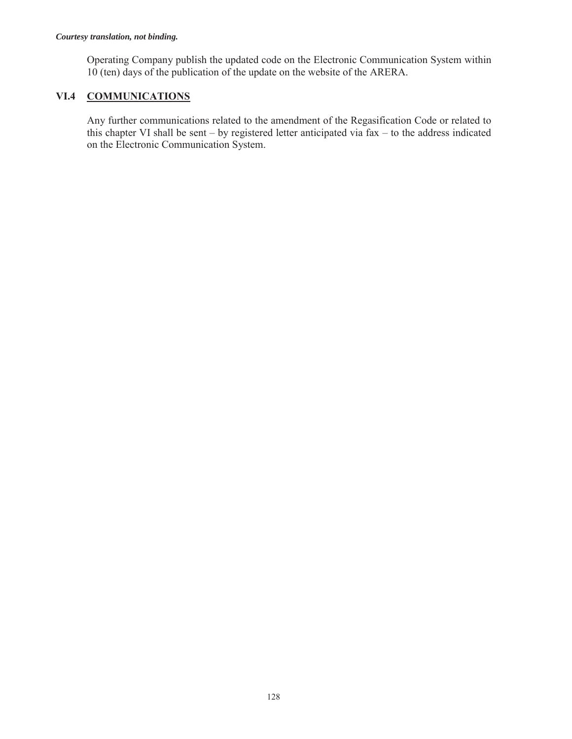Operating Company publish the updated code on the Electronic Communication System within 10 (ten) days of the publication of the update on the website of the ARERA.

## VI.4 COMMUNICATIONS

Any further communications related to the amendment of the Regasification Code or related to this chapter VI shall be sent – by registered letter anticipated via fax – to the address indicated on the Electronic Communication System.